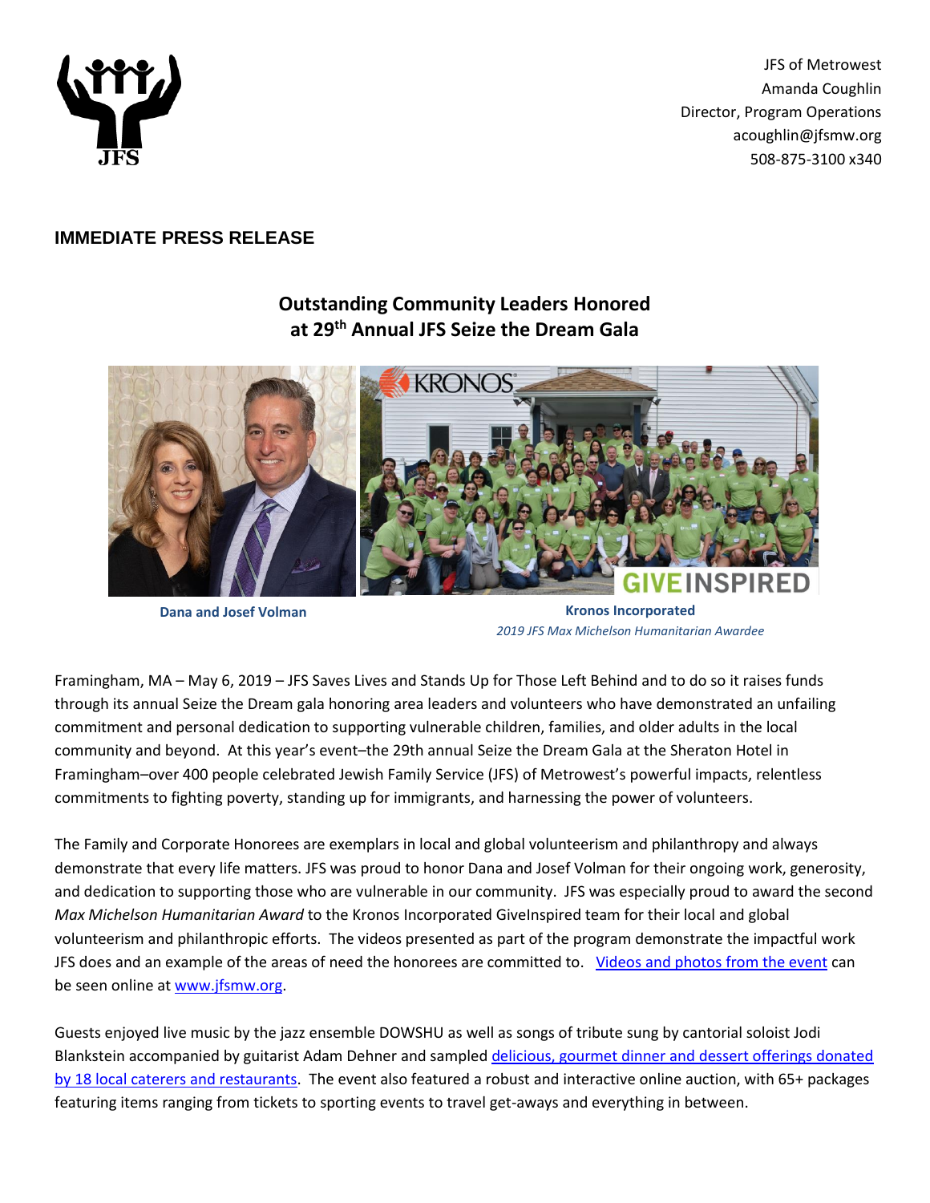JFS of Metrowest
Amanda Coughlin
Director, Program Operations
acoughlin@jfsmw.org
508-875-3100 x340

**IMMEDIATE PRESS RELEASE**

## Outstanding Community Leaders Honored at 29th Annual JFS Seize the Dream Gala

**Dana and Josef Volman**

**Kronos Incorporated**
*2019 JFS Max Michelson Humanitarian Awardee*

Framingham, MA – May 6, 2019 – JFS Saves Lives and Stands Up for Those Left Behind and to do so it raises funds through its annual Seize the Dream gala honoring area leaders and volunteers who have demonstrated an unfailing commitment and personal dedication to supporting vulnerable children, families, and older adults in the local community and beyond. At this year's event–the 29th annual Seize the Dream Gala at the Sheraton Hotel in Framingham–over 400 people celebrated Jewish Family Service (JFS) of Metrowest's powerful impacts, relentless commitments to fighting poverty, standing up for immigrants, and harnessing the power of volunteers.

The Family and Corporate Honorees are exemplars in local and global volunteerism and philanthropy and always demonstrate that every life matters. JFS was proud to honor Dana and Josef Volman for their ongoing work, generosity, and dedication to supporting those who are vulnerable in our community. JFS was especially proud to award the second *Max Michelson Humanitarian Award* to the Kronos Incorporated GiveInspired team for their local and global volunteerism and philanthropic efforts. The videos presented as part of the program demonstrate the impactful work JFS does and an example of the areas of need the honorees are committed to. Videos and photos from the event can be seen online at www.jfsmw.org.

Guests enjoyed live music by the jazz ensemble DOWSHU as well as songs of tribute sung by cantorial soloist Jodi Blankstein accompanied by guitarist Adam Dehner and sampled delicious, gourmet dinner and dessert offerings donated by 18 local caterers and restaurants. The event also featured a robust and interactive online auction, with 65+ packages featuring items ranging from tickets to sporting events to travel get-aways and everything in between.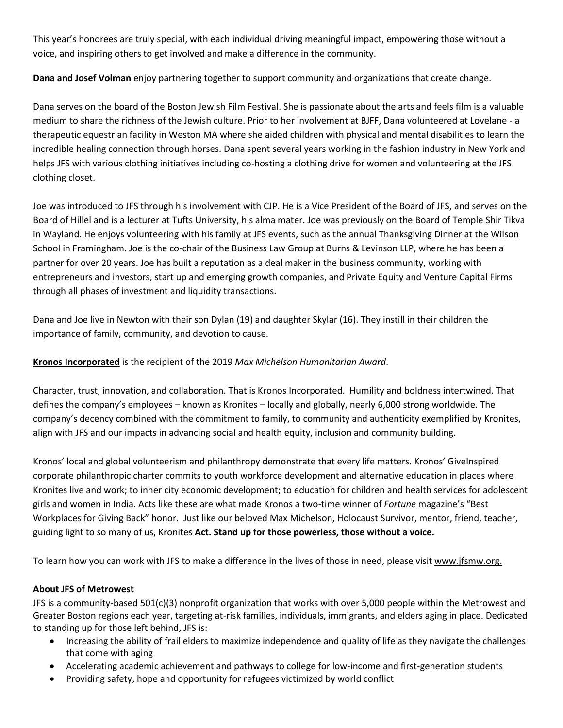This year's honorees are truly special, with each individual driving meaningful impact, empowering those without a voice, and inspiring others to get involved and make a difference in the community.

**Dana and Josef Volman** enjoy partnering together to support community and organizations that create change.

Dana serves on the board of the Boston Jewish Film Festival. She is passionate about the arts and feels film is a valuable medium to share the richness of the Jewish culture. Prior to her involvement at BJFF, Dana volunteered at Lovelane - a therapeutic equestrian facility in Weston MA where she aided children with physical and mental disabilities to learn the incredible healing connection through horses. Dana spent several years working in the fashion industry in New York and helps JFS with various clothing initiatives including co-hosting a clothing drive for women and volunteering at the JFS clothing closet.

Joe was introduced to JFS through his involvement with CJP. He is a Vice President of the Board of JFS, and serves on the Board of Hillel and is a lecturer at Tufts University, his alma mater. Joe was previously on the Board of Temple Shir Tikva in Wayland. He enjoys volunteering with his family at JFS events, such as the annual Thanksgiving Dinner at the Wilson School in Framingham. Joe is the co-chair of the Business Law Group at Burns & Levinson LLP, where he has been a partner for over 20 years. Joe has built a reputation as a deal maker in the business community, working with entrepreneurs and investors, start up and emerging growth companies, and Private Equity and Venture Capital Firms through all phases of investment and liquidity transactions.

Dana and Joe live in Newton with their son Dylan (19) and daughter Skylar (16). They instill in their children the importance of family, community, and devotion to cause.

**Kronos Incorporated** is the recipient of the 2019 *Max Michelson Humanitarian Award*.

Character, trust, innovation, and collaboration. That is Kronos Incorporated. Humility and boldness intertwined. That defines the company's employees – known as Kronites – locally and globally, nearly 6,000 strong worldwide. The company's decency combined with the commitment to family, to community and authenticity exemplified by Kronites, align with JFS and our impacts in advancing social and health equity, inclusion and community building.

Kronos' local and global volunteerism and philanthropy demonstrate that every life matters. Kronos' GiveInspired corporate philanthropic charter commits to youth workforce development and alternative education in places where Kronites live and work; to inner city economic development; to education for children and health services for adolescent girls and women in India. Acts like these are what made Kronos a two-time winner of *Fortune* magazine's "Best Workplaces for Giving Back" honor. Just like our beloved Max Michelson, Holocaust Survivor, mentor, friend, teacher, guiding light to so many of us, Kronites **Act. Stand up for those powerless, those without a voice.**

To learn how you can work with JFS to make a difference in the lives of those in need, please visit www.jfsmw.org.

**About JFS of Metrowest**

JFS is a community-based 501(c)(3) nonprofit organization that works with over 5,000 people within the Metrowest and Greater Boston regions each year, targeting at-risk families, individuals, immigrants, and elders aging in place. Dedicated to standing up for those left behind, JFS is:

- Increasing the ability of frail elders to maximize independence and quality of life as they navigate the challenges that come with aging
- Accelerating academic achievement and pathways to college for low-income and first-generation students
- Providing safety, hope and opportunity for refugees victimized by world conflict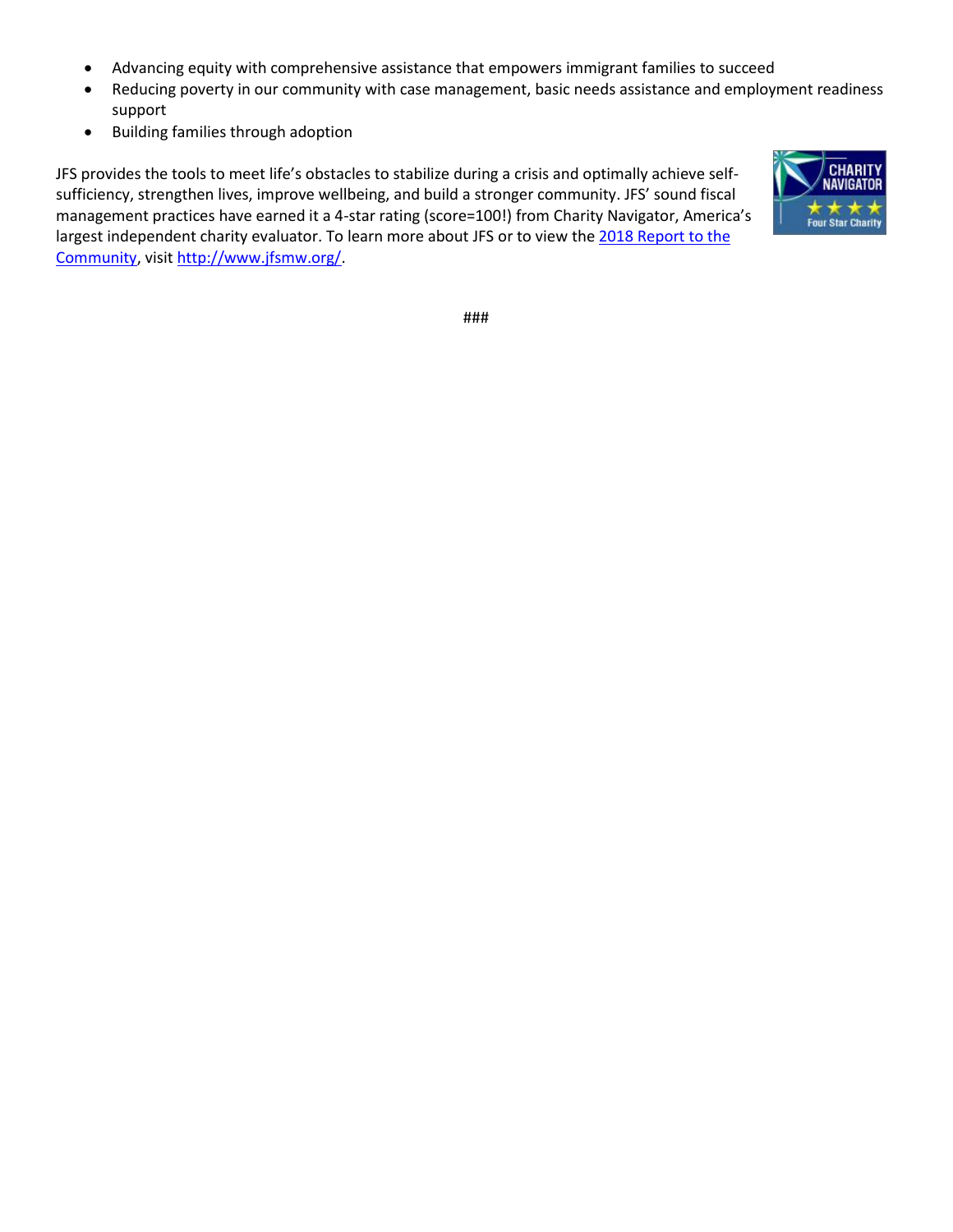- Advancing equity with comprehensive assistance that empowers immigrant families to succeed
- Reducing poverty in our community with case management, basic needs assistance and employment readiness support
- Building families through adoption

JFS provides the tools to meet life's obstacles to stabilize during a crisis and optimally achieve self-sufficiency, strengthen lives, improve wellbeing, and build a stronger community. JFS' sound fiscal management practices have earned it a 4-star rating (score=100!) from Charity Navigator, America's largest independent charity evaluator. To learn more about JFS or to view the 2018 Report to the Community, visit http://www.jfsmw.org/.

###